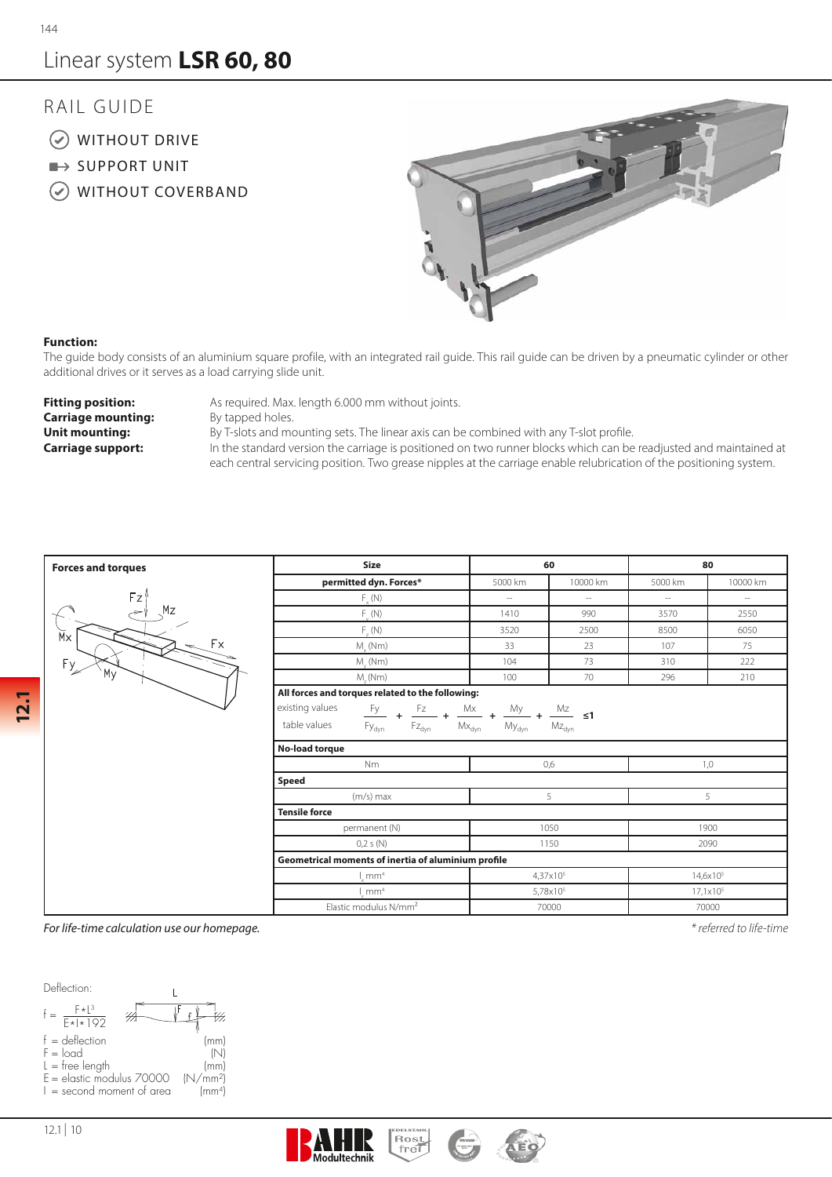# Linear system **LSR 60, 80**

## RAIL GUIDE

- WITHOUT DRIVE
- SUPPORT UNIT
- WITHOUT COVERBAND

**Function:**
The guide body consists of an aluminium square profile, with an integrated rail guide. This rail guide can be driven by a pneumatic cylinder or other additional drives or it serves as a load carrying slide unit.

**Fitting position:** As required. Max. length 6.000 mm without joints.
**Carriage mounting:** By tapped holes.
**Unit mounting:** By T-slots and mounting sets. The linear axis can be combined with any T-slot profile.
**Carriage support:** In the standard version the carriage is positioned on two runner blocks which can be readjusted and maintained at each central servicing position. Two grease nipples at the carriage enable relubrication of the positioning system.

**Forces and torques**

| Size | 60 | | 80 | |
|---|---|---|---|---|
| **permitted dyn. Forces*** | 5000 km | 10000 km | 5000 km | 10000 km |
| $F_x$ (N) | -- | -- | -- | -- |
| $F_y$ (N) | 1410 | 990 | 3570 | 2550 |
| $F_z$ (N) | 3520 | 2500 | 8500 | 6050 |
| $M_x$ (Nm) | 33 | 23 | 107 | 75 |
| $M_y$ (Nm) | 104 | 73 | 310 | 222 |
| $M_z$ (Nm) | 100 | 70 | 296 | 210 |
| **All forces and torques related to the following:** | | | | |
| existing values / table values: $\frac{Fy}{Fy_{dyn}} + \frac{Fz}{Fz_{dyn}} + \frac{Mx}{Mx_{dyn}} + \frac{My}{My_{dyn}} + \frac{Mz}{Mz_{dyn}} \leq 1$ | | | | |
| **No-load torque** | | | | |
| Nm | 0,6 | | 1,0 | |
| **Speed** | | | | |
| (m/s) max | 5 | | 5 | |
| **Tensile force** | | | | |
| permanent (N) | 1050 | | 1900 | |
| 0,2 s (N) | 1150 | | 2090 | |
| **Geometrical moments of inertia of aluminium profile** | | | | |
| $I_x$ mm⁴ | 4,37x10⁵ | | 14,6x10⁵ | |
| $I_y$ mm⁴ | 5,78x10⁵ | | 17,1x10⁵ | |
| Elastic modulus N/mm² | 70000 | | 70000 | |

*For life-time calculation use our homepage.*

\* referred to life-time

Deflection:

$$f = \frac{F * L^3}{E * I * 192}$$

- f = deflection (mm)
- F = load (N)
- L = free length (mm)
- E = elastic modulus 70000 (N/mm²)
- I = second moment of area (mm⁴)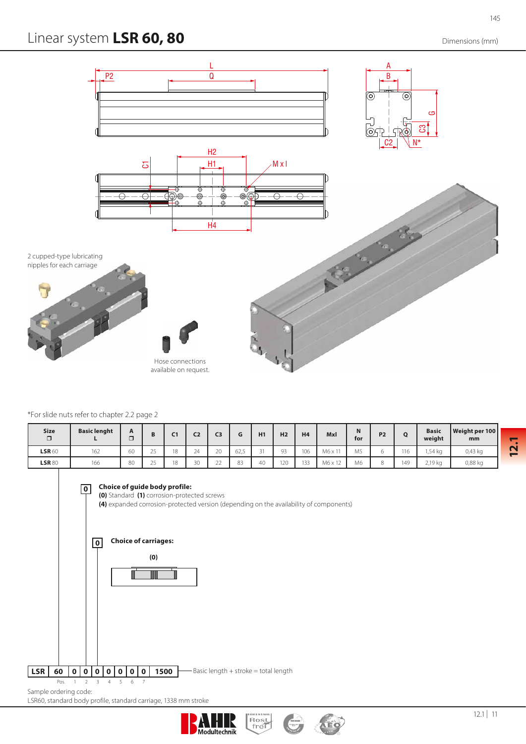# Linear system **LSR 60, 80**

Dimensions (mm)

2 cupped-type lubricating nipples for each carriage

Hose connections available on request.

*For slide nuts refer to chapter 2.2 page 2

| Size ❐ | Basic lenght L | A ❐ | B | C1 | C2 | C3 | G | H1 | H2 | H4 | Mxl | N for | P2 | Q | Basic weight | Weight per 100 mm |
|---|---|---|---|---|---|---|---|---|---|---|---|---|---|---|---|---|
| **LSR** 60 | 162 | 60 | 25 | 18 | 24 | 20 | 62,5 | 31 | 93 | 106 | M6 x 11 | M5 | 6 | 116 | 1,54 kg | 0,43 kg |
| **LSR** 80 | 166 | 80 | 25 | 18 | 30 | 22 | 83 | 40 | 120 | 133 | M6 x 12 | M6 | 8 | 149 | 2,19 kg | 0,88 kg |

**0** **Choice of guide body profile:**
**(0)** Standard **(1)** corrosion-protected screws
**(4)** expanded corrosion-protected version (depending on the availability of components)

**0** **Choice of carriages:**

**(0)**

| LSR | 60 | 0 | 0 | 0 | 0 | 0 | 0 | 0 | 1500 |
|---|---|---|---|---|---|---|---|---|---|
| Pos. | | 1 | 2 | 3 | 4 | 5 | 6 | 7 | |

Basic length + stroke = total length

Sample ordering code:
LSR60, standard body profile, standard carriage, 1338 mm stroke